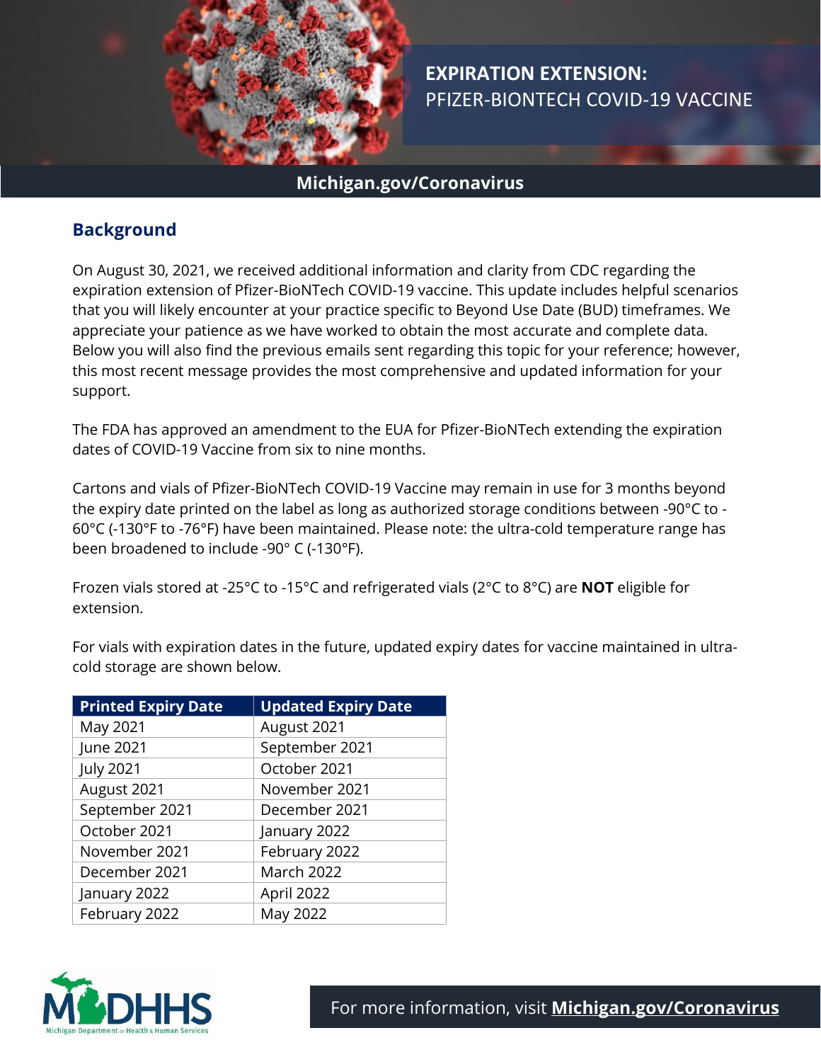# EXPIRATION EXTENSION: PFIZER-BIONTECH COVID-19 VACCINE

**Michigan.gov/Coronavirus**

## Background

On August 30, 2021, we received additional information and clarity from CDC regarding the expiration extension of Pfizer-BioNTech COVID-19 vaccine. This update includes helpful scenarios that you will likely encounter at your practice specific to Beyond Use Date (BUD) timeframes. We appreciate your patience as we have worked to obtain the most accurate and complete data. Below you will also find the previous emails sent regarding this topic for your reference; however, this most recent message provides the most comprehensive and updated information for your support.

The FDA has approved an amendment to the EUA for Pfizer-BioNTech extending the expiration dates of COVID-19 Vaccine from six to nine months.

Cartons and vials of Pfizer-BioNTech COVID-19 Vaccine may remain in use for 3 months beyond the expiry date printed on the label as long as authorized storage conditions between -90°C to -60°C (-130°F to -76°F) have been maintained. Please note: the ultra-cold temperature range has been broadened to include -90° C (-130°F).

Frozen vials stored at -25°C to -15°C and refrigerated vials (2°C to 8°C) are **NOT** eligible for extension.

For vials with expiration dates in the future, updated expiry dates for vaccine maintained in ultra-cold storage are shown below.

| Printed Expiry Date | Updated Expiry Date |
|---|---|
| May 2021 | August 2021 |
| June 2021 | September 2021 |
| July 2021 | October 2021 |
| August 2021 | November 2021 |
| September 2021 | December 2021 |
| October 2021 | January 2022 |
| November 2021 | February 2022 |
| December 2021 | March 2022 |
| January 2022 | April 2022 |
| February 2022 | May 2022 |

MDHHS Michigan Department of Health & Human Services

For more information, visit **Michigan.gov/Coronavirus**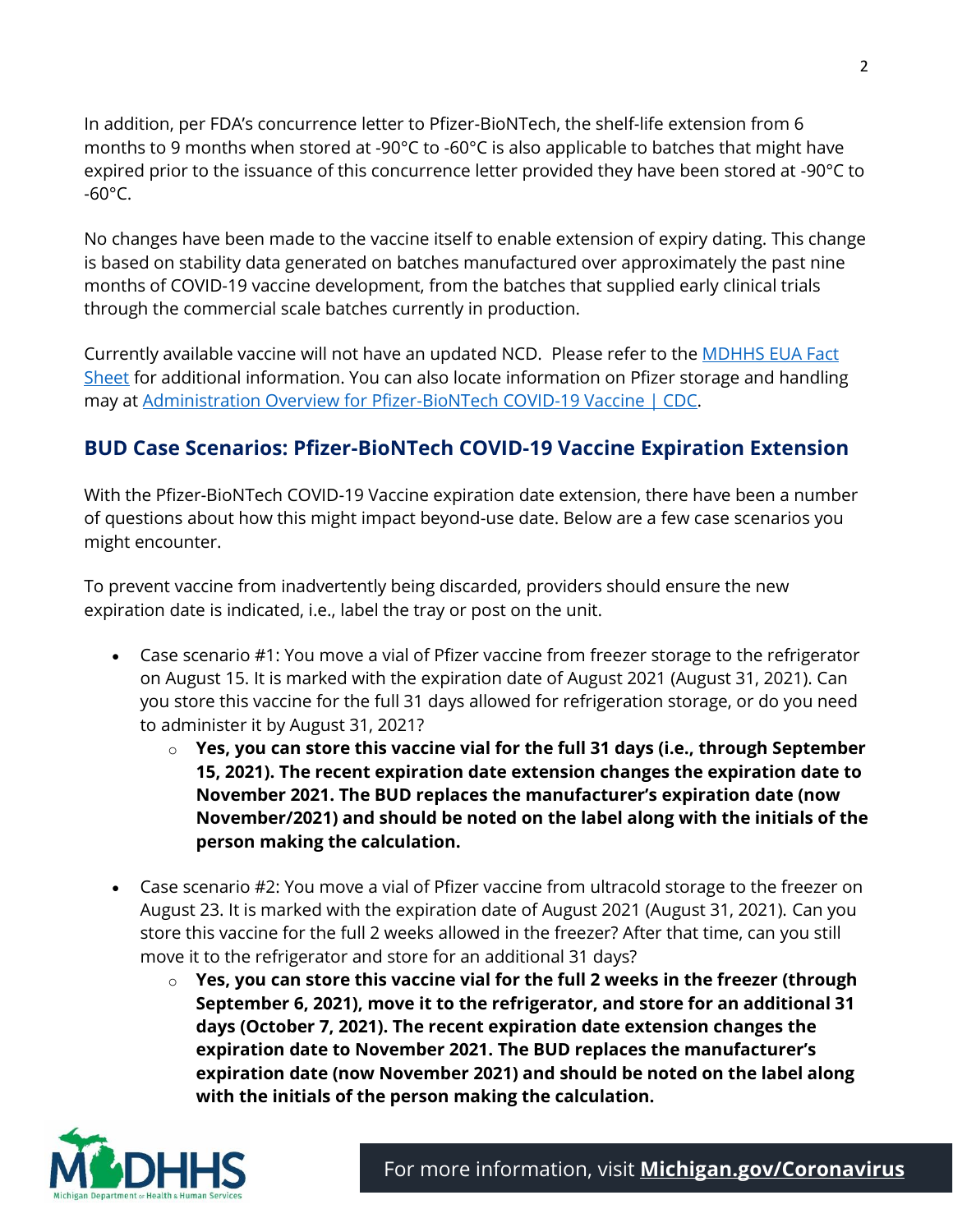In addition, per FDA's concurrence letter to Pfizer-BioNTech, the shelf-life extension from 6 months to 9 months when stored at -90°C to -60°C is also applicable to batches that might have expired prior to the issuance of this concurrence letter provided they have been stored at -90°C to -60°C.

No changes have been made to the vaccine itself to enable extension of expiry dating. This change is based on stability data generated on batches manufactured over approximately the past nine months of COVID-19 vaccine development, from the batches that supplied early clinical trials through the commercial scale batches currently in production.

Currently available vaccine will not have an updated NCD. Please refer to the MDHHS EUA Fact Sheet for additional information. You can also locate information on Pfizer storage and handling may at Administration Overview for Pfizer-BioNTech COVID-19 Vaccine | CDC.

## BUD Case Scenarios: Pfizer-BioNTech COVID-19 Vaccine Expiration Extension

With the Pfizer-BioNTech COVID-19 Vaccine expiration date extension, there have been a number of questions about how this might impact beyond-use date. Below are a few case scenarios you might encounter.

To prevent vaccine from inadvertently being discarded, providers should ensure the new expiration date is indicated, i.e., label the tray or post on the unit.

- Case scenario #1: You move a vial of Pfizer vaccine from freezer storage to the refrigerator on August 15. It is marked with the expiration date of August 2021 (August 31, 2021). Can you store this vaccine for the full 31 days allowed for refrigeration storage, or do you need to administer it by August 31, 2021?
  - **Yes, you can store this vaccine vial for the full 31 days (i.e., through September 15, 2021). The recent expiration date extension changes the expiration date to November 2021. The BUD replaces the manufacturer's expiration date (now November/2021) and should be noted on the label along with the initials of the person making the calculation.**
- Case scenario #2: You move a vial of Pfizer vaccine from ultracold storage to the freezer on August 23. It is marked with the expiration date of August 2021 (August 31, 2021). Can you store this vaccine for the full 2 weeks allowed in the freezer? After that time, can you still move it to the refrigerator and store for an additional 31 days?
  - **Yes, you can store this vaccine vial for the full 2 weeks in the freezer (through September 6, 2021), move it to the refrigerator, and store for an additional 31 days (October 7, 2021). The recent expiration date extension changes the expiration date to November 2021. The BUD replaces the manufacturer's expiration date (now November 2021) and should be noted on the label along with the initials of the person making the calculation.**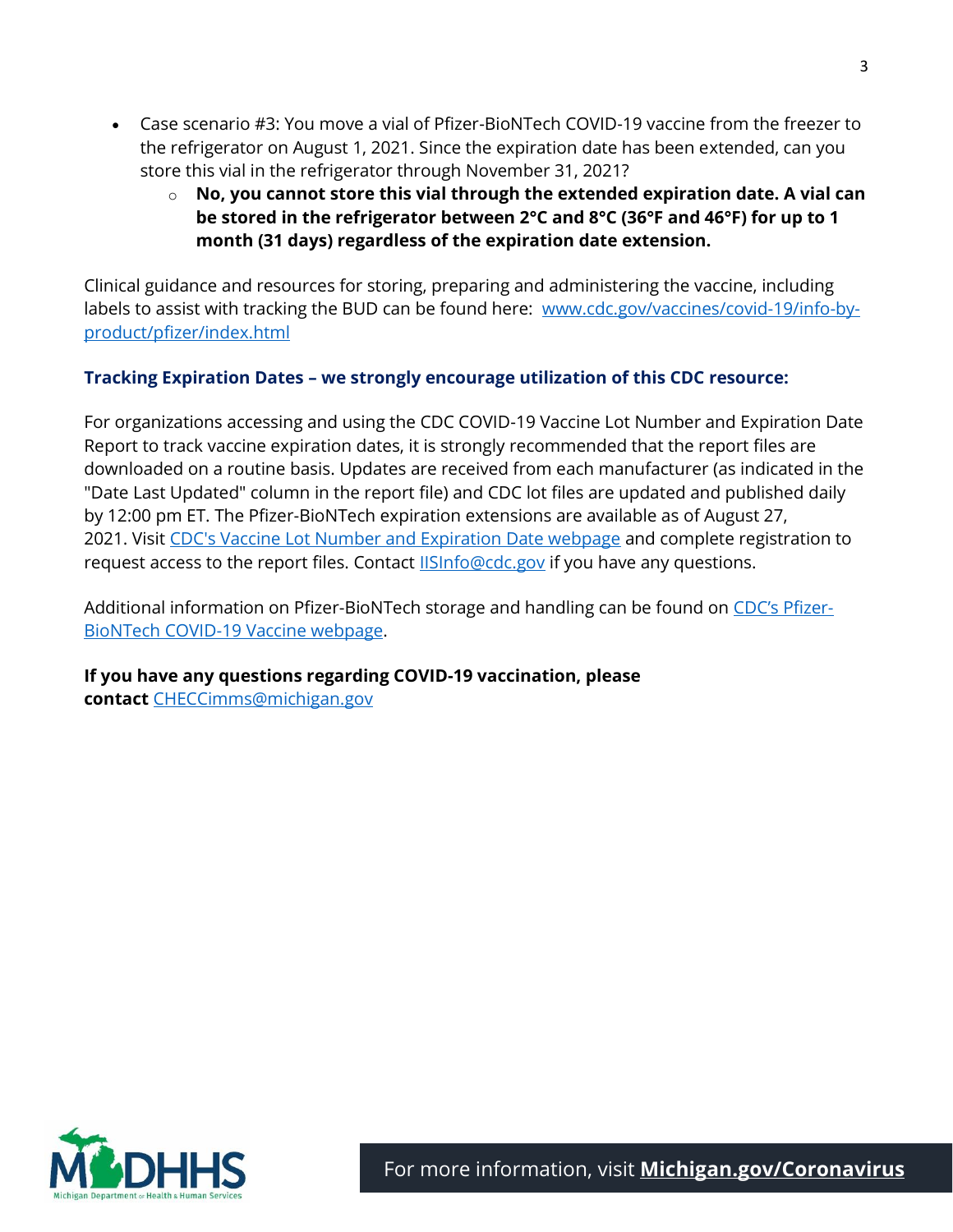- Case scenario #3: You move a vial of Pfizer-BioNTech COVID-19 vaccine from the freezer to the refrigerator on August 1, 2021. Since the expiration date has been extended, can you store this vial in the refrigerator through November 31, 2021?
  - **No, you cannot store this vial through the extended expiration date. A vial can be stored in the refrigerator between 2°C and 8°C (36°F and 46°F) for up to 1 month (31 days) regardless of the expiration date extension.**

Clinical guidance and resources for storing, preparing and administering the vaccine, including labels to assist with tracking the BUD can be found here: [www.cdc.gov/vaccines/covid-19/info-by-product/pfizer/index.html](www.cdc.gov/vaccines/covid-19/info-by-product/pfizer/index.html)

### Tracking Expiration Dates – we strongly encourage utilization of this CDC resource:

For organizations accessing and using the CDC COVID-19 Vaccine Lot Number and Expiration Date Report to track vaccine expiration dates, it is strongly recommended that the report files are downloaded on a routine basis. Updates are received from each manufacturer (as indicated in the "Date Last Updated" column in the report file) and CDC lot files are updated and published daily by 12:00 pm ET. The Pfizer-BioNTech expiration extensions are available as of August 27, 2021. Visit CDC's Vaccine Lot Number and Expiration Date webpage and complete registration to request access to the report files. Contact IISInfo@cdc.gov if you have any questions.

Additional information on Pfizer-BioNTech storage and handling can be found on CDC's Pfizer-BioNTech COVID-19 Vaccine webpage.

**If you have any questions regarding COVID-19 vaccination, please contact** CHECCimms@michigan.gov

For more information, visit **Michigan.gov/Coronavirus**